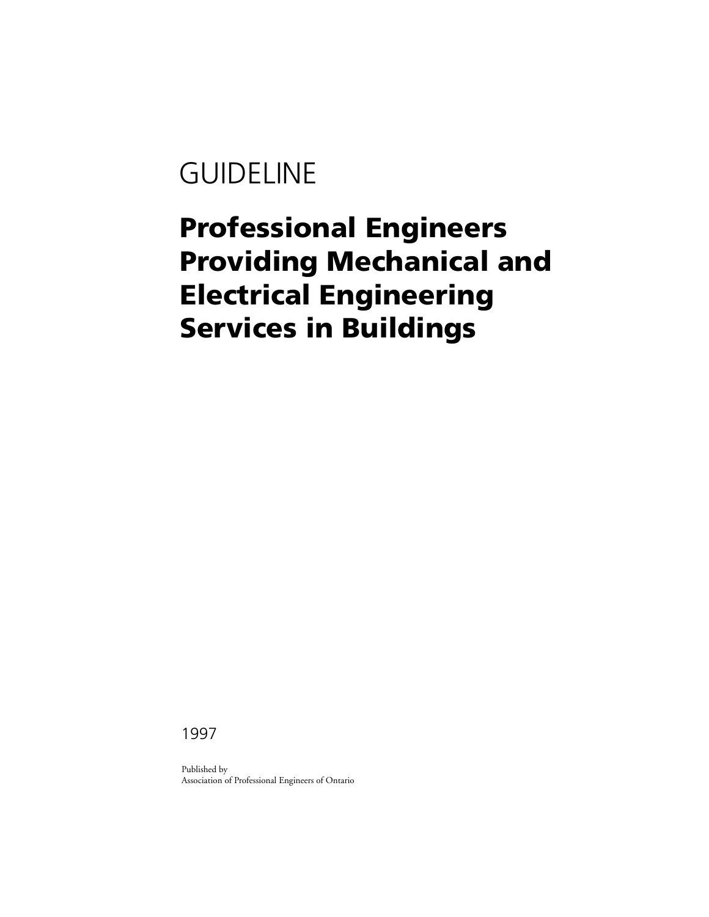GUIDELINE

# Professional Engineers Providing Mechanical and Electrical Engineering Services in Buildings

1997

Published by
Association of Professional Engineers of Ontario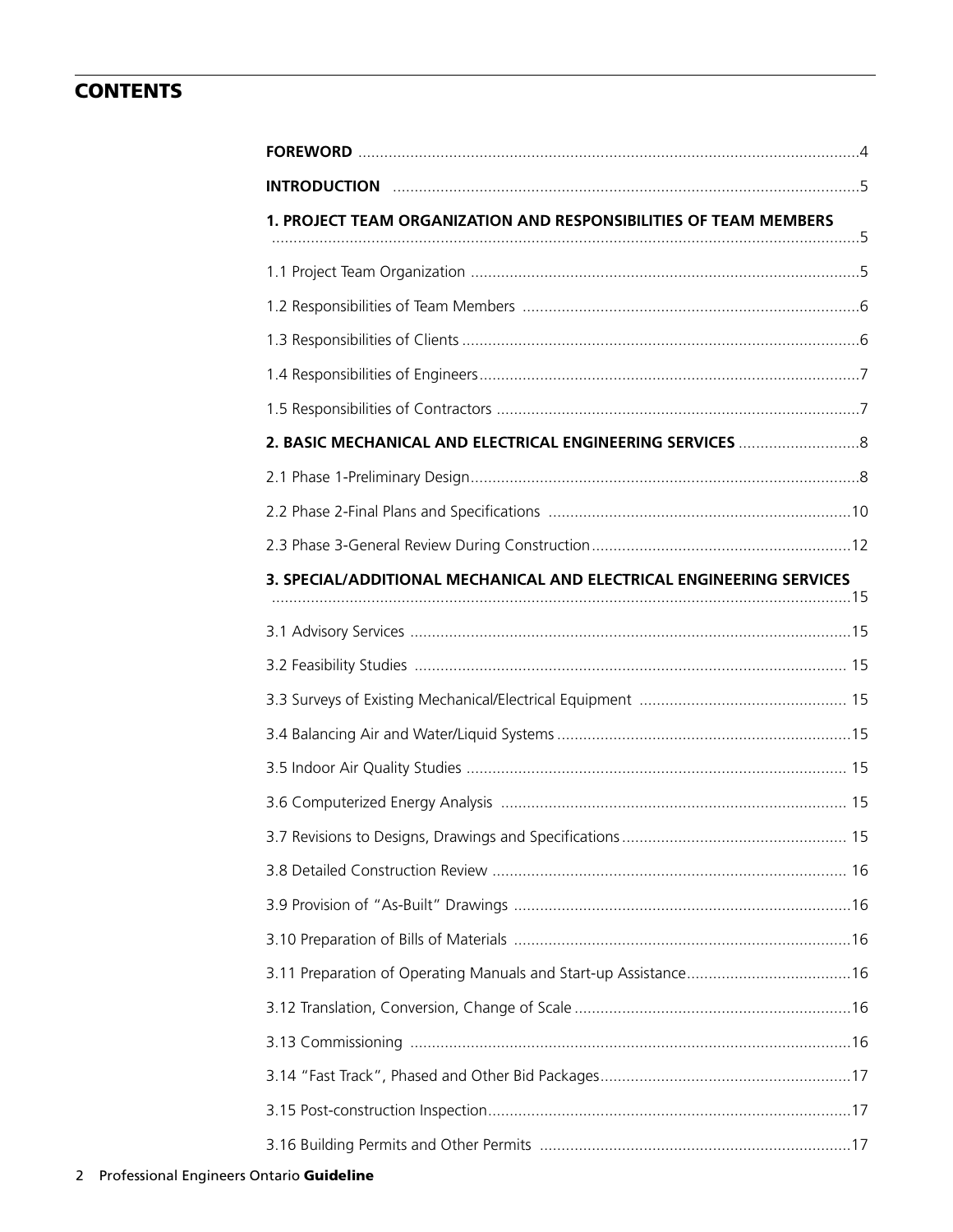# CONTENTS

**FOREWORD** ....................................................................................................................4

**INTRODUCTION** ...........................................................................................................5

**1. PROJECT TEAM ORGANIZATION AND RESPONSIBILITIES OF TEAM MEMBERS** ........................................................................................................................................5

1.1 Project Team Organization ..........................................................................................5

1.2 Responsibilities of Team Members ..............................................................................6

1.3 Responsibilities of Clients ............................................................................................6

1.4 Responsibilities of Engineers........................................................................................7

1.5 Responsibilities of Contractors ....................................................................................7

**2. BASIC MECHANICAL AND ELECTRICAL ENGINEERING SERVICES** ............................8

2.1 Phase 1-Preliminary Design..........................................................................................8

2.2 Phase 2-Final Plans and Specifications ......................................................................10

2.3 Phase 3-General Review During Construction............................................................12

**3. SPECIAL/ADDITIONAL MECHANICAL AND ELECTRICAL ENGINEERING SERVICES** .....................................................................................................................................15

3.1 Advisory Services .....................................................................................................15

3.2 Feasibility Studies .................................................................................................... 15

3.3 Surveys of Existing Mechanical/Electrical Equipment ................................................ 15

3.4 Balancing Air and Water/Liquid Systems ...................................................................15

3.5 Indoor Air Quality Studies ....................................................................................... 15

3.6 Computerized Energy Analysis ............................................................................... 15

3.7 Revisions to Designs, Drawings and Specifications .................................................... 15

3.8 Detailed Construction Review .................................................................................. 16

3.9 Provision of "As-Built" Drawings ..............................................................................16

3.10 Preparation of Bills of Materials ..............................................................................16

3.11 Preparation of Operating Manuals and Start-up Assistance......................................16

3.12 Translation, Conversion, Change of Scale ................................................................16

3.13 Commissioning ......................................................................................................16

3.14 "Fast Track", Phased and Other Bid Packages..........................................................17

3.15 Post-construction Inspection....................................................................................17

3.16 Building Permits and Other Permits ........................................................................17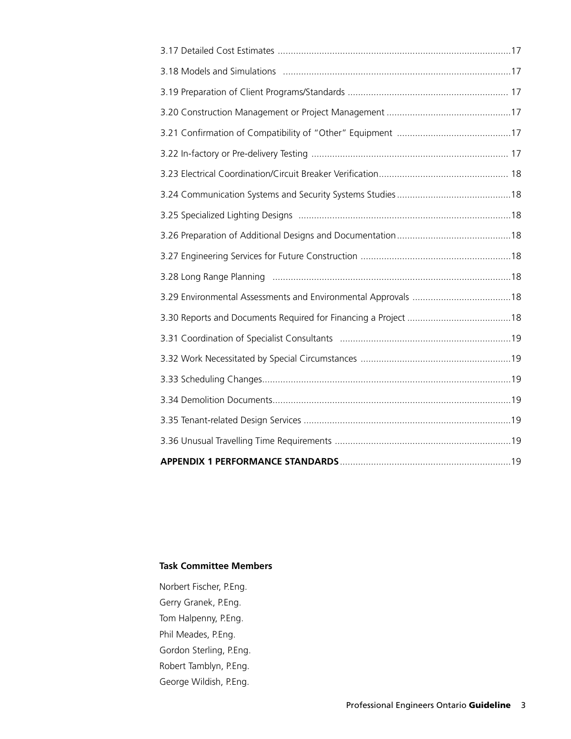3.17 Detailed Cost Estimates ..........................................................................................17

3.18 Models and Simulations ........................................................................................17

3.19 Preparation of Client Programs/Standards .............................................................. 17

3.20 Construction Management or Project Management ................................................17

3.21 Confirmation of Compatibility of "Other" Equipment ............................................17

3.22 In-factory or Pre-delivery Testing ............................................................................ 17

3.23 Electrical Coordination/Circuit Breaker Verification.................................................. 18

3.24 Communication Systems and Security Systems Studies ............................................18

3.25 Specialized Lighting Designs ..................................................................................18

3.26 Preparation of Additional Designs and Documentation............................................18

3.27 Engineering Services for Future Construction ..........................................................18

3.28 Long Range Planning ............................................................................................18

3.29 Environmental Assessments and Environmental Approvals ......................................18

3.30 Reports and Documents Required for Financing a Project ........................................18

3.31 Coordination of Specialist Consultants ..................................................................19

3.32 Work Necessitated by Special Circumstances ..........................................................19

3.33 Scheduling Changes................................................................................................19

3.34 Demolition Documents............................................................................................19

3.35 Tenant-related Design Services ................................................................................19

3.36 Unusual Travelling Time Requirements ....................................................................19

**APPENDIX 1 PERFORMANCE STANDARDS**..................................................................19

**Task Committee Members**

Norbert Fischer, P.Eng.
Gerry Granek, P.Eng.
Tom Halpenny, P.Eng.
Phil Meades, P.Eng.
Gordon Sterling, P.Eng.
Robert Tamblyn, P.Eng.
George Wildish, P.Eng.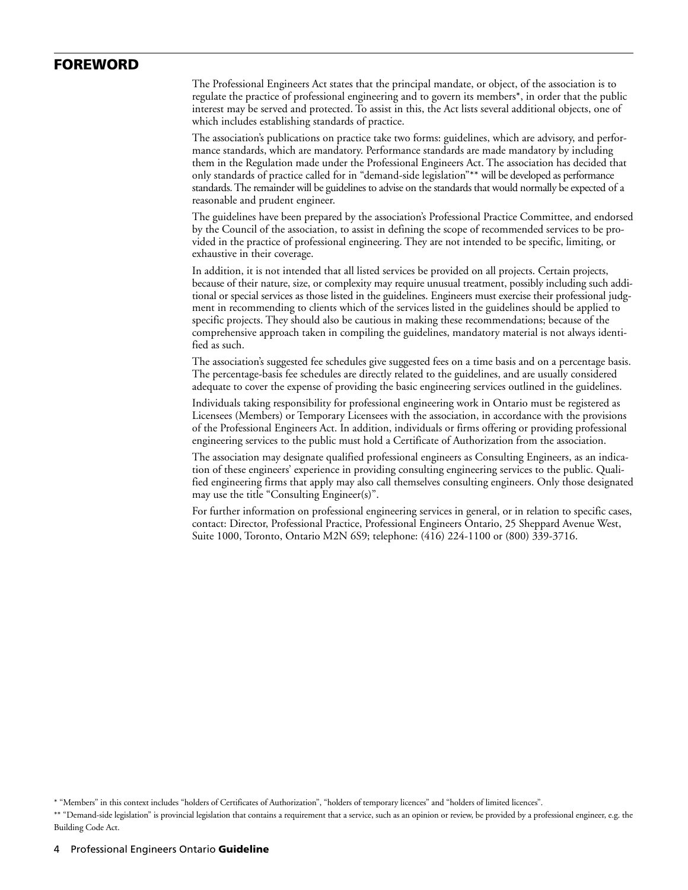## FOREWORD

The Professional Engineers Act states that the principal mandate, or object, of the association is to regulate the practice of professional engineering and to govern its members*, in order that the public interest may be served and protected. To assist in this, the Act lists several additional objects, one of which includes establishing standards of practice.

The association's publications on practice take two forms: guidelines, which are advisory, and performance standards, which are mandatory. Performance standards are made mandatory by including them in the Regulation made under the Professional Engineers Act. The association has decided that only standards of practice called for in "demand-side legislation"** will be developed as performance standards. The remainder will be guidelines to advise on the standards that would normally be expected of a reasonable and prudent engineer.

The guidelines have been prepared by the association's Professional Practice Committee, and endorsed by the Council of the association, to assist in defining the scope of recommended services to be provided in the practice of professional engineering. They are not intended to be specific, limiting, or exhaustive in their coverage.

In addition, it is not intended that all listed services be provided on all projects. Certain projects, because of their nature, size, or complexity may require unusual treatment, possibly including such additional or special services as those listed in the guidelines. Engineers must exercise their professional judgment in recommending to clients which of the services listed in the guidelines should be applied to specific projects. They should also be cautious in making these recommendations; because of the comprehensive approach taken in compiling the guidelines, mandatory material is not always identified as such.

The association's suggested fee schedules give suggested fees on a time basis and on a percentage basis. The percentage-basis fee schedules are directly related to the guidelines, and are usually considered adequate to cover the expense of providing the basic engineering services outlined in the guidelines.

Individuals taking responsibility for professional engineering work in Ontario must be registered as Licensees (Members) or Temporary Licensees with the association, in accordance with the provisions of the Professional Engineers Act. In addition, individuals or firms offering or providing professional engineering services to the public must hold a Certificate of Authorization from the association.

The association may designate qualified professional engineers as Consulting Engineers, as an indication of these engineers' experience in providing consulting engineering services to the public. Qualified engineering firms that apply may also call themselves consulting engineers. Only those designated may use the title "Consulting Engineer(s)".

For further information on professional engineering services in general, or in relation to specific cases, contact: Director, Professional Practice, Professional Engineers Ontario, 25 Sheppard Avenue West, Suite 1000, Toronto, Ontario M2N 6S9; telephone: (416) 224-1100 or (800) 339-3716.

* "Members" in this context includes "holders of Certificates of Authorization", "holders of temporary licences" and "holders of limited licences".

** "Demand-side legislation" is provincial legislation that contains a requirement that a service, such as an opinion or review, be provided by a professional engineer, e.g. the Building Code Act.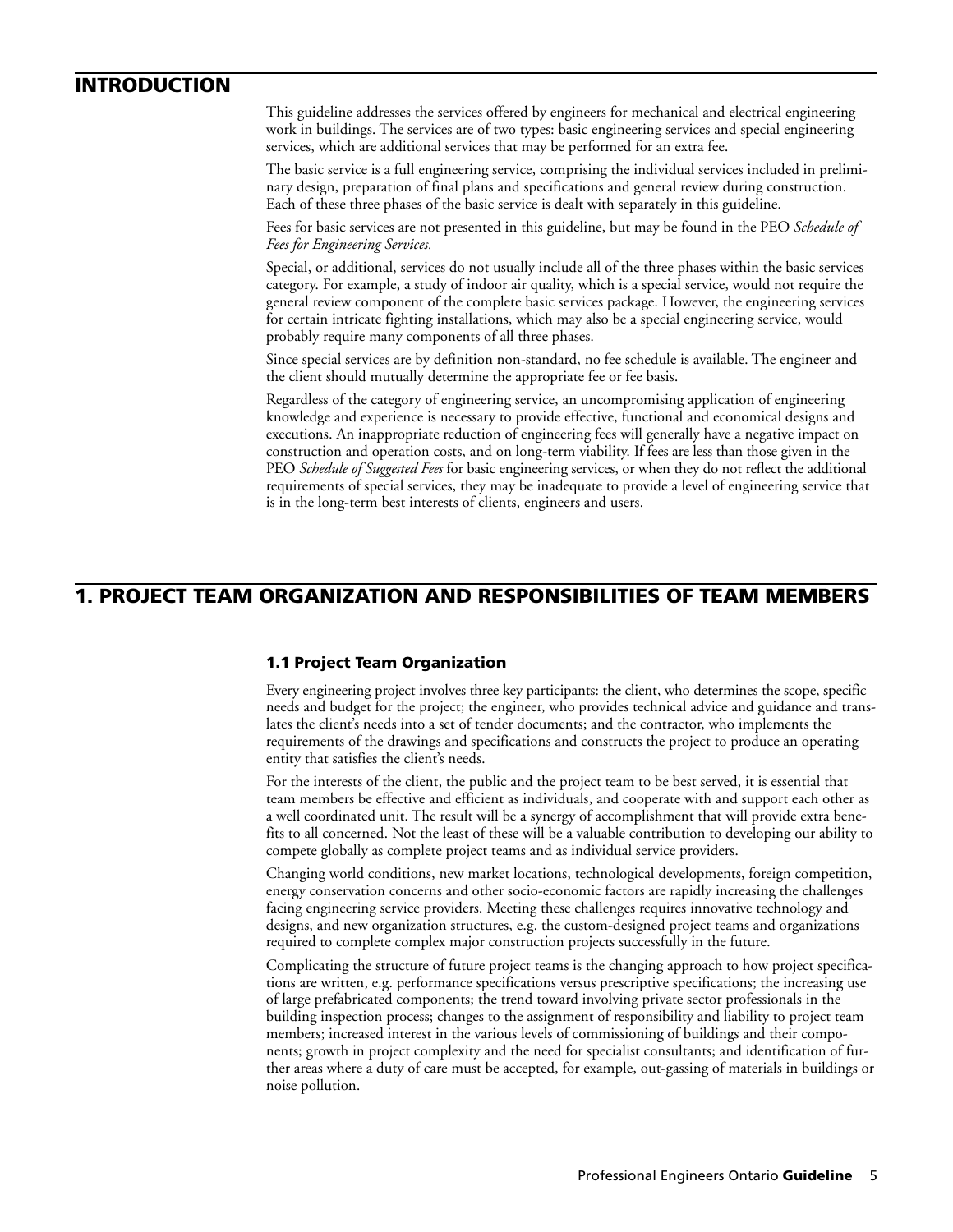## INTRODUCTION

This guideline addresses the services offered by engineers for mechanical and electrical engineering work in buildings. The services are of two types: basic engineering services and special engineering services, which are additional services that may be performed for an extra fee.

The basic service is a full engineering service, comprising the individual services included in preliminary design, preparation of final plans and specifications and general review during construction. Each of these three phases of the basic service is dealt with separately in this guideline.

Fees for basic services are not presented in this guideline, but may be found in the PEO *Schedule of Fees for Engineering Services.*

Special, or additional, services do not usually include all of the three phases within the basic services category. For example, a study of indoor air quality, which is a special service, would not require the general review component of the complete basic services package. However, the engineering services for certain intricate fighting installations, which may also be a special engineering service, would probably require many components of all three phases.

Since special services are by definition non-standard, no fee schedule is available. The engineer and the client should mutually determine the appropriate fee or fee basis.

Regardless of the category of engineering service, an uncompromising application of engineering knowledge and experience is necessary to provide effective, functional and economical designs and executions. An inappropriate reduction of engineering fees will generally have a negative impact on construction and operation costs, and on long-term viability. If fees are less than those given in the PEO *Schedule of Suggested Fees* for basic engineering services, or when they do not reflect the additional requirements of special services, they may be inadequate to provide a level of engineering service that is in the long-term best interests of clients, engineers and users.

## 1. PROJECT TEAM ORGANIZATION AND RESPONSIBILITIES OF TEAM MEMBERS

### 1.1 Project Team Organization

Every engineering project involves three key participants: the client, who determines the scope, specific needs and budget for the project; the engineer, who provides technical advice and guidance and translates the client's needs into a set of tender documents; and the contractor, who implements the requirements of the drawings and specifications and constructs the project to produce an operating entity that satisfies the client's needs.

For the interests of the client, the public and the project team to be best served, it is essential that team members be effective and efficient as individuals, and cooperate with and support each other as a well coordinated unit. The result will be a synergy of accomplishment that will provide extra benefits to all concerned. Not the least of these will be a valuable contribution to developing our ability to compete globally as complete project teams and as individual service providers.

Changing world conditions, new market locations, technological developments, foreign competition, energy conservation concerns and other socio-economic factors are rapidly increasing the challenges facing engineering service providers. Meeting these challenges requires innovative technology and designs, and new organization structures, e.g. the custom-designed project teams and organizations required to complete complex major construction projects successfully in the future.

Complicating the structure of future project teams is the changing approach to how project specifications are written, e.g. performance specifications versus prescriptive specifications; the increasing use of large prefabricated components; the trend toward involving private sector professionals in the building inspection process; changes to the assignment of responsibility and liability to project team members; increased interest in the various levels of commissioning of buildings and their components; growth in project complexity and the need for specialist consultants; and identification of further areas where a duty of care must be accepted, for example, out-gassing of materials in buildings or noise pollution.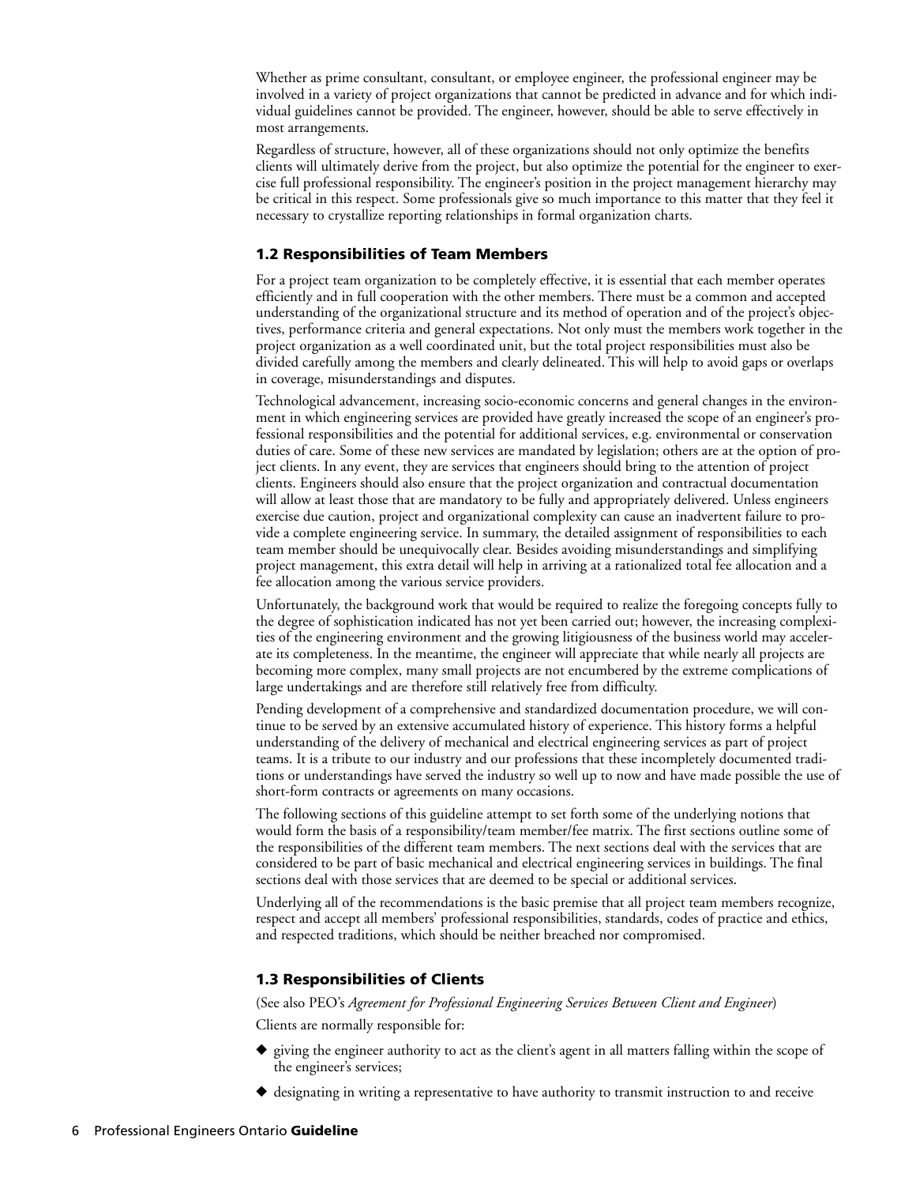Whether as prime consultant, consultant, or employee engineer, the professional engineer may be involved in a variety of project organizations that cannot be predicted in advance and for which individual guidelines cannot be provided. The engineer, however, should be able to serve effectively in most arrangements.

Regardless of structure, however, all of these organizations should not only optimize the benefits clients will ultimately derive from the project, but also optimize the potential for the engineer to exercise full professional responsibility. The engineer's position in the project management hierarchy may be critical in this respect. Some professionals give so much importance to this matter that they feel it necessary to crystallize reporting relationships in formal organization charts.

### 1.2 Responsibilities of Team Members

For a project team organization to be completely effective, it is essential that each member operates efficiently and in full cooperation with the other members. There must be a common and accepted understanding of the organizational structure and its method of operation and of the project's objectives, performance criteria and general expectations. Not only must the members work together in the project organization as a well coordinated unit, but the total project responsibilities must also be divided carefully among the members and clearly delineated. This will help to avoid gaps or overlaps in coverage, misunderstandings and disputes.

Technological advancement, increasing socio-economic concerns and general changes in the environment in which engineering services are provided have greatly increased the scope of an engineer's professional responsibilities and the potential for additional services, e.g. environmental or conservation duties of care. Some of these new services are mandated by legislation; others are at the option of project clients. In any event, they are services that engineers should bring to the attention of project clients. Engineers should also ensure that the project organization and contractual documentation will allow at least those that are mandatory to be fully and appropriately delivered. Unless engineers exercise due caution, project and organizational complexity can cause an inadvertent failure to provide a complete engineering service. In summary, the detailed assignment of responsibilities to each team member should be unequivocally clear. Besides avoiding misunderstandings and simplifying project management, this extra detail will help in arriving at a rationalized total fee allocation and a fee allocation among the various service providers.

Unfortunately, the background work that would be required to realize the foregoing concepts fully to the degree of sophistication indicated has not yet been carried out; however, the increasing complexities of the engineering environment and the growing litigiousness of the business world may accelerate its completeness. In the meantime, the engineer will appreciate that while nearly all projects are becoming more complex, many small projects are not encumbered by the extreme complications of large undertakings and are therefore still relatively free from difficulty.

Pending development of a comprehensive and standardized documentation procedure, we will continue to be served by an extensive accumulated history of experience. This history forms a helpful understanding of the delivery of mechanical and electrical engineering services as part of project teams. It is a tribute to our industry and our professions that these incompletely documented traditions or understandings have served the industry so well up to now and have made possible the use of short-form contracts or agreements on many occasions.

The following sections of this guideline attempt to set forth some of the underlying notions that would form the basis of a responsibility/team member/fee matrix. The first sections outline some of the responsibilities of the different team members. The next sections deal with the services that are considered to be part of basic mechanical and electrical engineering services in buildings. The final sections deal with those services that are deemed to be special or additional services.

Underlying all of the recommendations is the basic premise that all project team members recognize, respect and accept all members' professional responsibilities, standards, codes of practice and ethics, and respected traditions, which should be neither breached nor compromised.

### 1.3 Responsibilities of Clients

(See also PEO's *Agreement for Professional Engineering Services Between Client and Engineer*)

Clients are normally responsible for:

- giving the engineer authority to act as the client's agent in all matters falling within the scope of the engineer's services;
- designating in writing a representative to have authority to transmit instruction to and receive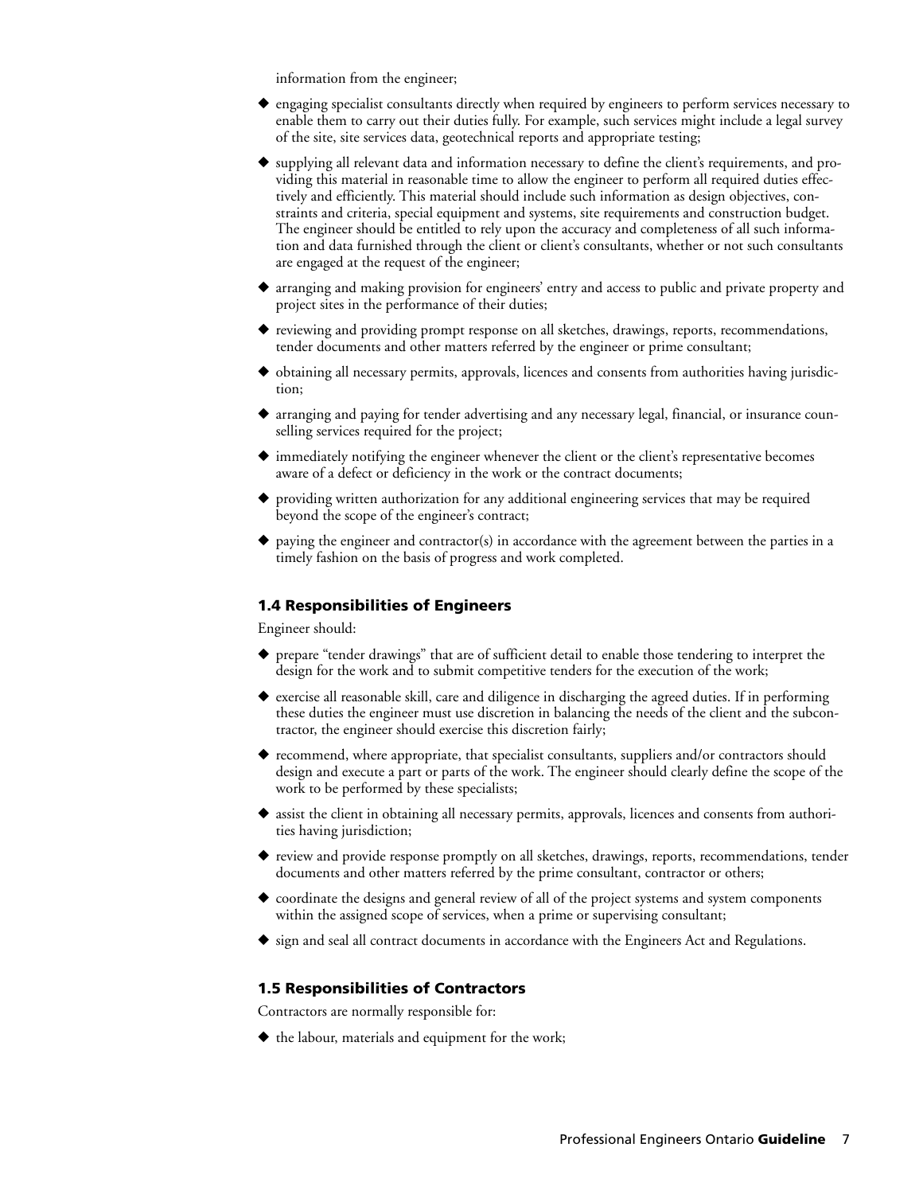information from the engineer;

- engaging specialist consultants directly when required by engineers to perform services necessary to enable them to carry out their duties fully. For example, such services might include a legal survey of the site, site services data, geotechnical reports and appropriate testing;
- supplying all relevant data and information necessary to define the client's requirements, and providing this material in reasonable time to allow the engineer to perform all required duties effectively and efficiently. This material should include such information as design objectives, constraints and criteria, special equipment and systems, site requirements and construction budget. The engineer should be entitled to rely upon the accuracy and completeness of all such information and data furnished through the client or client's consultants, whether or not such consultants are engaged at the request of the engineer;
- arranging and making provision for engineers' entry and access to public and private property and project sites in the performance of their duties;
- reviewing and providing prompt response on all sketches, drawings, reports, recommendations, tender documents and other matters referred by the engineer or prime consultant;
- obtaining all necessary permits, approvals, licences and consents from authorities having jurisdiction;
- arranging and paying for tender advertising and any necessary legal, financial, or insurance counselling services required for the project;
- immediately notifying the engineer whenever the client or the client's representative becomes aware of a defect or deficiency in the work or the contract documents;
- providing written authorization for any additional engineering services that may be required beyond the scope of the engineer's contract;
- paying the engineer and contractor(s) in accordance with the agreement between the parties in a timely fashion on the basis of progress and work completed.

### 1.4 Responsibilities of Engineers

Engineer should:

- prepare "tender drawings" that are of sufficient detail to enable those tendering to interpret the design for the work and to submit competitive tenders for the execution of the work;
- exercise all reasonable skill, care and diligence in discharging the agreed duties. If in performing these duties the engineer must use discretion in balancing the needs of the client and the subcontractor, the engineer should exercise this discretion fairly;
- recommend, where appropriate, that specialist consultants, suppliers and/or contractors should design and execute a part or parts of the work. The engineer should clearly define the scope of the work to be performed by these specialists;
- assist the client in obtaining all necessary permits, approvals, licences and consents from authorities having jurisdiction;
- review and provide response promptly on all sketches, drawings, reports, recommendations, tender documents and other matters referred by the prime consultant, contractor or others;
- coordinate the designs and general review of all of the project systems and system components within the assigned scope of services, when a prime or supervising consultant;
- sign and seal all contract documents in accordance with the Engineers Act and Regulations.

### 1.5 Responsibilities of Contractors

Contractors are normally responsible for:

- the labour, materials and equipment for the work;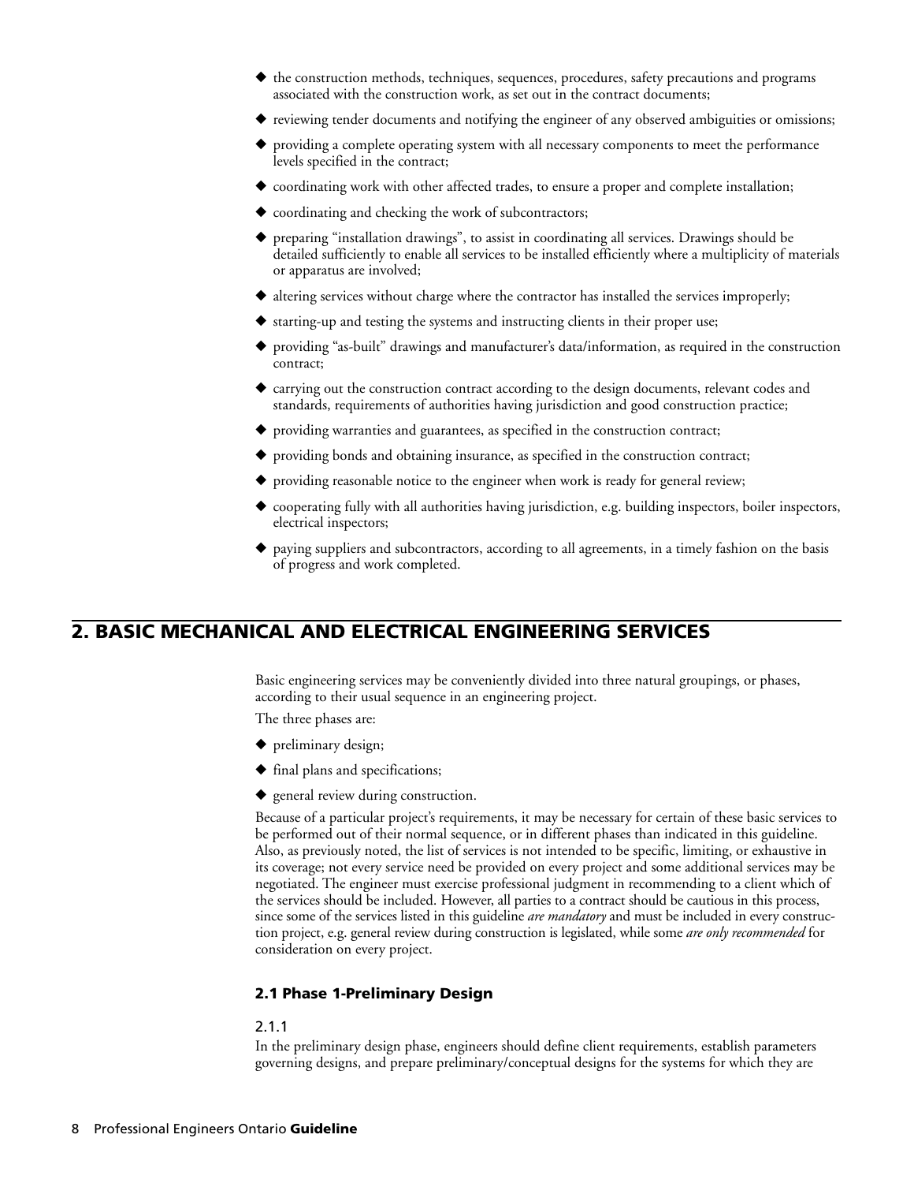- the construction methods, techniques, sequences, procedures, safety precautions and programs associated with the construction work, as set out in the contract documents;
- reviewing tender documents and notifying the engineer of any observed ambiguities or omissions;
- providing a complete operating system with all necessary components to meet the performance levels specified in the contract;
- coordinating work with other affected trades, to ensure a proper and complete installation;
- coordinating and checking the work of subcontractors;
- preparing "installation drawings", to assist in coordinating all services. Drawings should be detailed sufficiently to enable all services to be installed efficiently where a multiplicity of materials or apparatus are involved;
- altering services without charge where the contractor has installed the services improperly;
- starting-up and testing the systems and instructing clients in their proper use;
- providing "as-built" drawings and manufacturer's data/information, as required in the construction contract;
- carrying out the construction contract according to the design documents, relevant codes and standards, requirements of authorities having jurisdiction and good construction practice;
- providing warranties and guarantees, as specified in the construction contract;
- providing bonds and obtaining insurance, as specified in the construction contract;
- providing reasonable notice to the engineer when work is ready for general review;
- cooperating fully with all authorities having jurisdiction, e.g. building inspectors, boiler inspectors, electrical inspectors;
- paying suppliers and subcontractors, according to all agreements, in a timely fashion on the basis of progress and work completed.

## 2. BASIC MECHANICAL AND ELECTRICAL ENGINEERING SERVICES

Basic engineering services may be conveniently divided into three natural groupings, or phases, according to their usual sequence in an engineering project.

The three phases are:

- preliminary design;
- final plans and specifications;
- general review during construction.

Because of a particular project's requirements, it may be necessary for certain of these basic services to be performed out of their normal sequence, or in different phases than indicated in this guideline. Also, as previously noted, the list of services is not intended to be specific, limiting, or exhaustive in its coverage; not every service need be provided on every project and some additional services may be negotiated. The engineer must exercise professional judgment in recommending to a client which of the services should be included. However, all parties to a contract should be cautious in this process, since some of the services listed in this guideline *are mandatory* and must be included in every construction project, e.g. general review during construction is legislated, while some *are only recommended* for consideration on every project.

### 2.1 Phase 1-Preliminary Design

2.1.1

In the preliminary design phase, engineers should define client requirements, establish parameters governing designs, and prepare preliminary/conceptual designs for the systems for which they are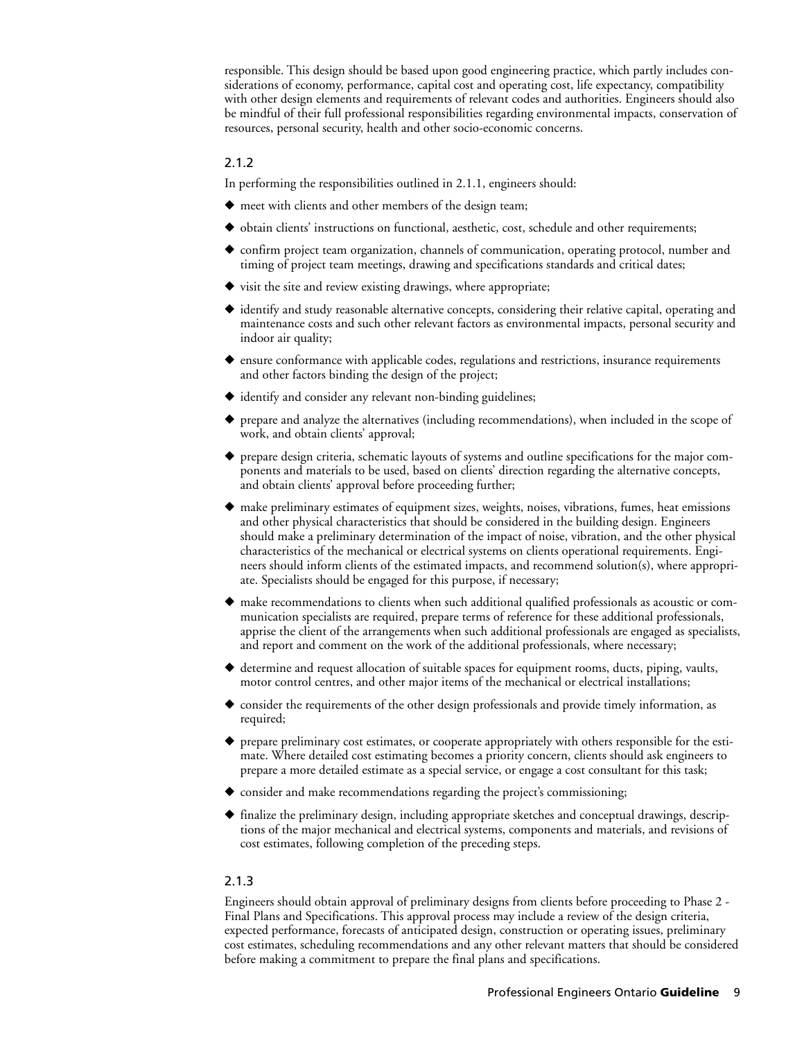responsible. This design should be based upon good engineering practice, which partly includes considerations of economy, performance, capital cost and operating cost, life expectancy, compatibility with other design elements and requirements of relevant codes and authorities. Engineers should also be mindful of their full professional responsibilities regarding environmental impacts, conservation of resources, personal security, health and other socio-economic concerns.

#### 2.1.2

In performing the responsibilities outlined in 2.1.1, engineers should:

- meet with clients and other members of the design team;
- obtain clients' instructions on functional, aesthetic, cost, schedule and other requirements;
- confirm project team organization, channels of communication, operating protocol, number and timing of project team meetings, drawing and specifications standards and critical dates;
- visit the site and review existing drawings, where appropriate;
- identify and study reasonable alternative concepts, considering their relative capital, operating and maintenance costs and such other relevant factors as environmental impacts, personal security and indoor air quality;
- ensure conformance with applicable codes, regulations and restrictions, insurance requirements and other factors binding the design of the project;
- identify and consider any relevant non-binding guidelines;
- prepare and analyze the alternatives (including recommendations), when included in the scope of work, and obtain clients' approval;
- prepare design criteria, schematic layouts of systems and outline specifications for the major components and materials to be used, based on clients' direction regarding the alternative concepts, and obtain clients' approval before proceeding further;
- make preliminary estimates of equipment sizes, weights, noises, vibrations, fumes, heat emissions and other physical characteristics that should be considered in the building design. Engineers should make a preliminary determination of the impact of noise, vibration, and the other physical characteristics of the mechanical or electrical systems on clients operational requirements. Engineers should inform clients of the estimated impacts, and recommend solution(s), where appropriate. Specialists should be engaged for this purpose, if necessary;
- make recommendations to clients when such additional qualified professionals as acoustic or communication specialists are required, prepare terms of reference for these additional professionals, apprise the client of the arrangements when such additional professionals are engaged as specialists, and report and comment on the work of the additional professionals, where necessary;
- determine and request allocation of suitable spaces for equipment rooms, ducts, piping, vaults, motor control centres, and other major items of the mechanical or electrical installations;
- consider the requirements of the other design professionals and provide timely information, as required;
- prepare preliminary cost estimates, or cooperate appropriately with others responsible for the estimate. Where detailed cost estimating becomes a priority concern, clients should ask engineers to prepare a more detailed estimate as a special service, or engage a cost consultant for this task;
- consider and make recommendations regarding the project's commissioning;
- finalize the preliminary design, including appropriate sketches and conceptual drawings, descriptions of the major mechanical and electrical systems, components and materials, and revisions of cost estimates, following completion of the preceding steps.

#### 2.1.3

Engineers should obtain approval of preliminary designs from clients before proceeding to Phase 2 - Final Plans and Specifications. This approval process may include a review of the design criteria, expected performance, forecasts of anticipated design, construction or operating issues, preliminary cost estimates, scheduling recommendations and any other relevant matters that should be considered before making a commitment to prepare the final plans and specifications.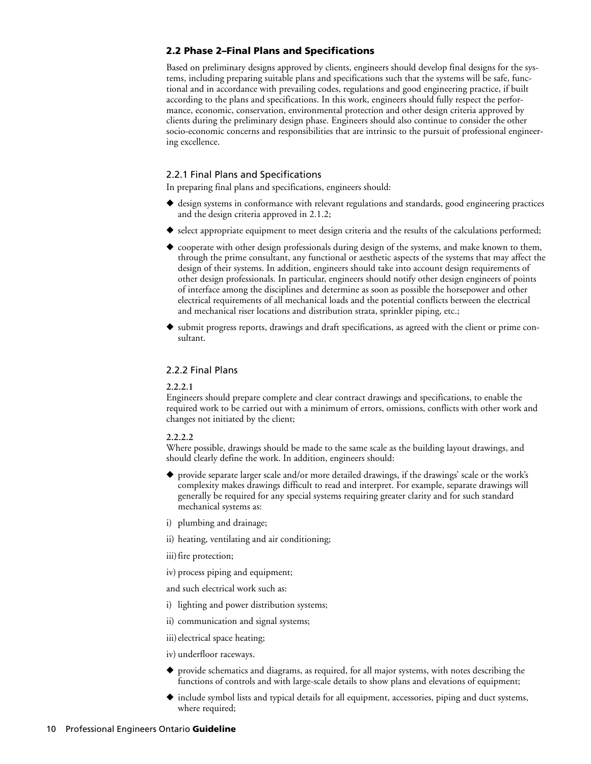## 2.2 Phase 2–Final Plans and Specifications

Based on preliminary designs approved by clients, engineers should develop final designs for the systems, including preparing suitable plans and specifications such that the systems will be safe, functional and in accordance with prevailing codes, regulations and good engineering practice, if built according to the plans and specifications. In this work, engineers should fully respect the performance, economic, conservation, environmental protection and other design criteria approved by clients during the preliminary design phase. Engineers should also continue to consider the other socio-economic concerns and responsibilities that are intrinsic to the pursuit of professional engineering excellence.

### 2.2.1 Final Plans and Specifications

In preparing final plans and specifications, engineers should:

- design systems in conformance with relevant regulations and standards, good engineering practices and the design criteria approved in 2.1.2;
- select appropriate equipment to meet design criteria and the results of the calculations performed;
- cooperate with other design professionals during design of the systems, and make known to them, through the prime consultant, any functional or aesthetic aspects of the systems that may affect the design of their systems. In addition, engineers should take into account design requirements of other design professionals. In particular, engineers should notify other design engineers of points of interface among the disciplines and determine as soon as possible the horsepower and other electrical requirements of all mechanical loads and the potential conflicts between the electrical and mechanical riser locations and distribution strata, sprinkler piping, etc.;
- submit progress reports, drawings and draft specifications, as agreed with the client or prime consultant.

### 2.2.2 Final Plans

**2.2.2.1**

Engineers should prepare complete and clear contract drawings and specifications, to enable the required work to be carried out with a minimum of errors, omissions, conflicts with other work and changes not initiated by the client;

**2.2.2.2**

Where possible, drawings should be made to the same scale as the building layout drawings, and should clearly define the work. In addition, engineers should:

- provide separate larger scale and/or more detailed drawings, if the drawings' scale or the work's complexity makes drawings difficult to read and interpret. For example, separate drawings will generally be required for any special systems requiring greater clarity and for such standard mechanical systems as:

  i) plumbing and drainage;

  ii) heating, ventilating and air conditioning;

  iii) fire protection;

  iv) process piping and equipment;

  and such electrical work such as:

  i) lighting and power distribution systems;

  ii) communication and signal systems;

  iii) electrical space heating;

  iv) underfloor raceways.

- provide schematics and diagrams, as required, for all major systems, with notes describing the functions of controls and with large-scale details to show plans and elevations of equipment;
- include symbol lists and typical details for all equipment, accessories, piping and duct systems, where required;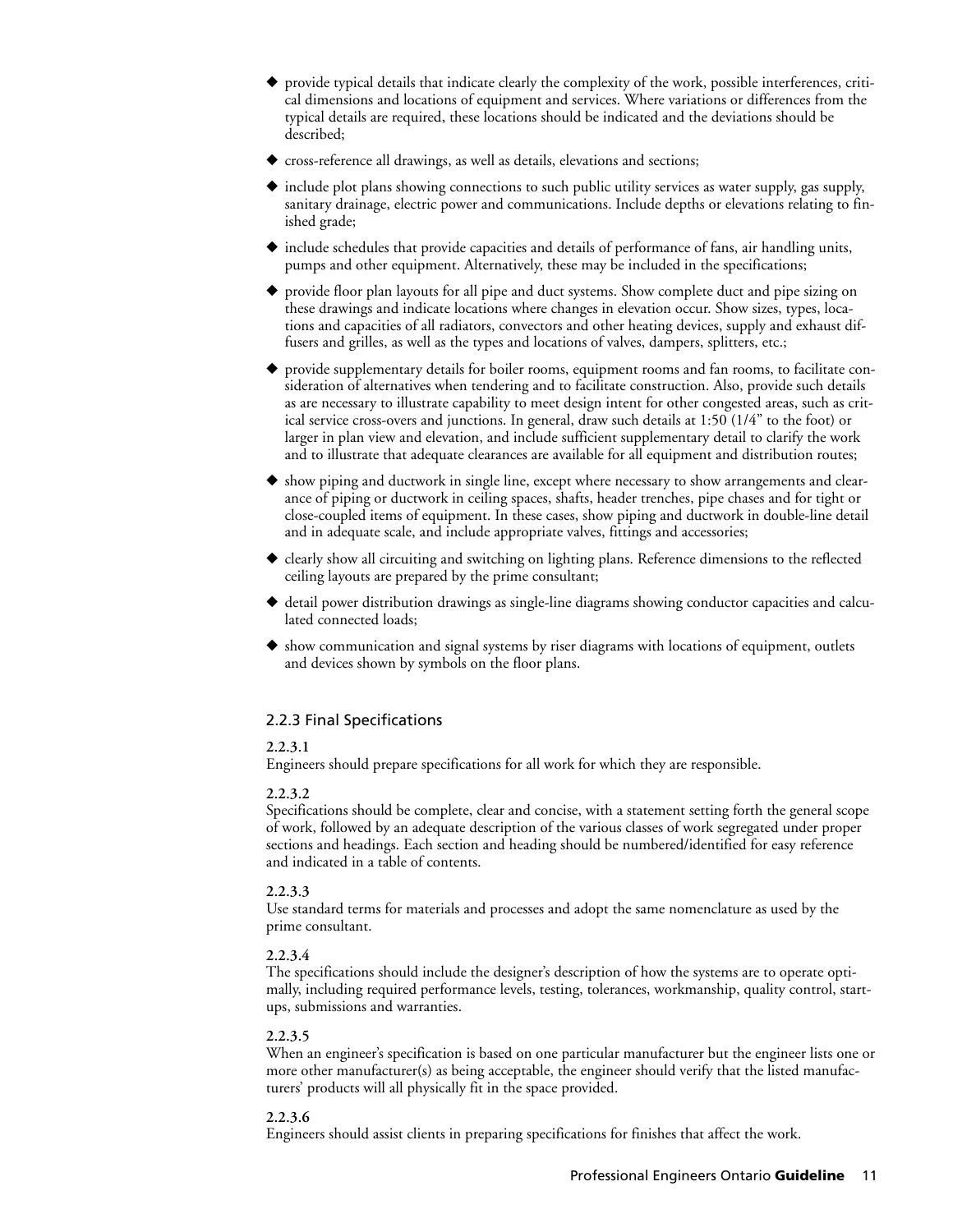- provide typical details that indicate clearly the complexity of the work, possible interferences, critical dimensions and locations of equipment and services. Where variations or differences from the typical details are required, these locations should be indicated and the deviations should be described;
- cross-reference all drawings, as well as details, elevations and sections;
- include plot plans showing connections to such public utility services as water supply, gas supply, sanitary drainage, electric power and communications. Include depths or elevations relating to finished grade;
- include schedules that provide capacities and details of performance of fans, air handling units, pumps and other equipment. Alternatively, these may be included in the specifications;
- provide floor plan layouts for all pipe and duct systems. Show complete duct and pipe sizing on these drawings and indicate locations where changes in elevation occur. Show sizes, types, locations and capacities of all radiators, convectors and other heating devices, supply and exhaust diffusers and grilles, as well as the types and locations of valves, dampers, splitters, etc.;
- provide supplementary details for boiler rooms, equipment rooms and fan rooms, to facilitate consideration of alternatives when tendering and to facilitate construction. Also, provide such details as are necessary to illustrate capability to meet design intent for other congested areas, such as critical service cross-overs and junctions. In general, draw such details at 1:50 (1/4" to the foot) or larger in plan view and elevation, and include sufficient supplementary detail to clarify the work and to illustrate that adequate clearances are available for all equipment and distribution routes;
- show piping and ductwork in single line, except where necessary to show arrangements and clearance of piping or ductwork in ceiling spaces, shafts, header trenches, pipe chases and for tight or close-coupled items of equipment. In these cases, show piping and ductwork in double-line detail and in adequate scale, and include appropriate valves, fittings and accessories;
- clearly show all circuiting and switching on lighting plans. Reference dimensions to the reflected ceiling layouts are prepared by the prime consultant;
- detail power distribution drawings as single-line diagrams showing conductor capacities and calculated connected loads;
- show communication and signal systems by riser diagrams with locations of equipment, outlets and devices shown by symbols on the floor plans.

### 2.2.3 Final Specifications

**2.2.3.1**
Engineers should prepare specifications for all work for which they are responsible.

**2.2.3.2**
Specifications should be complete, clear and concise, with a statement setting forth the general scope of work, followed by an adequate description of the various classes of work segregated under proper sections and headings. Each section and heading should be numbered/identified for easy reference and indicated in a table of contents.

**2.2.3.3**
Use standard terms for materials and processes and adopt the same nomenclature as used by the prime consultant.

**2.2.3.4**
The specifications should include the designer's description of how the systems are to operate optimally, including required performance levels, testing, tolerances, workmanship, quality control, start-ups, submissions and warranties.

**2.2.3.5**
When an engineer's specification is based on one particular manufacturer but the engineer lists one or more other manufacturer(s) as being acceptable, the engineer should verify that the listed manufacturers' products will all physically fit in the space provided.

**2.2.3.6**
Engineers should assist clients in preparing specifications for finishes that affect the work.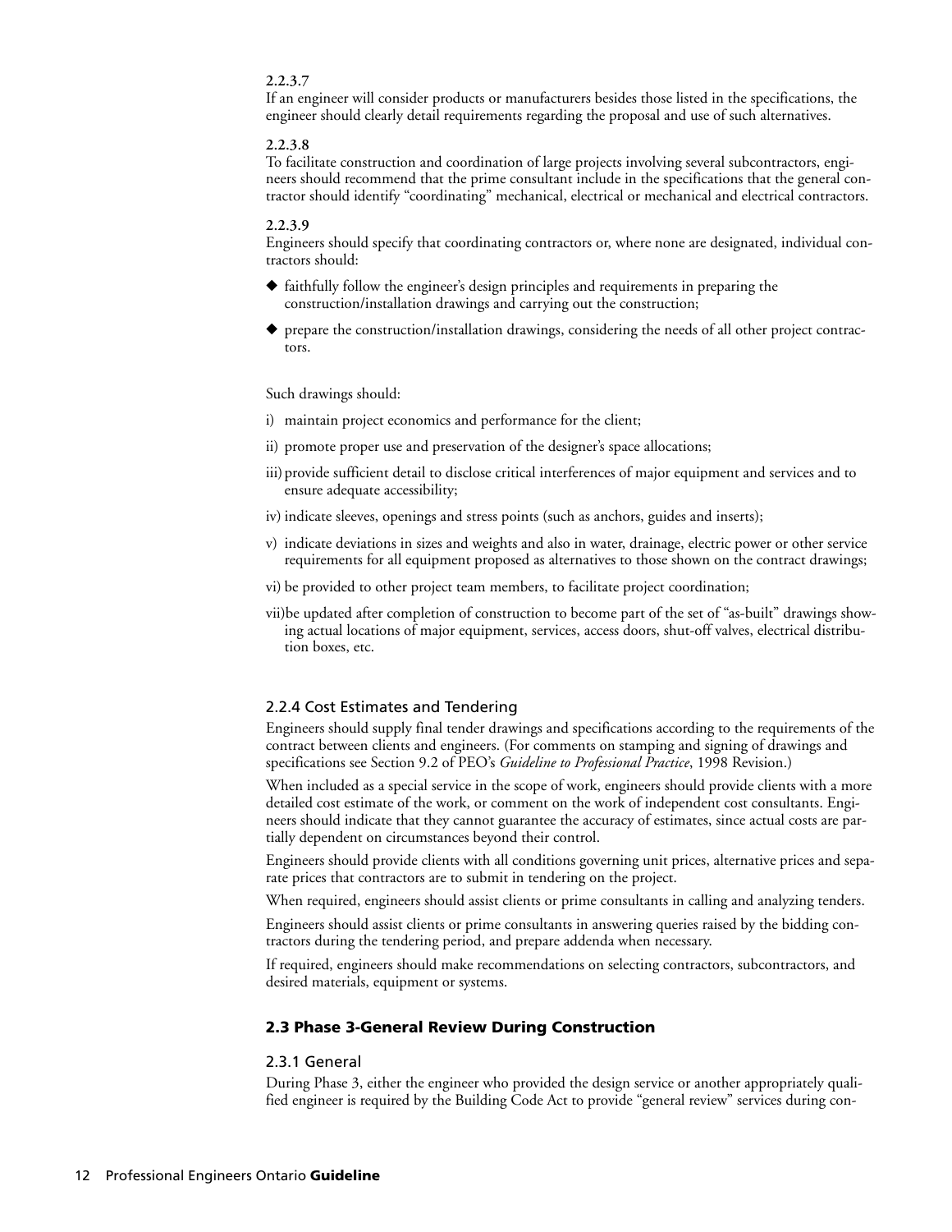**2.2.3.7**

If an engineer will consider products or manufacturers besides those listed in the specifications, the engineer should clearly detail requirements regarding the proposal and use of such alternatives.

**2.2.3.8**

To facilitate construction and coordination of large projects involving several subcontractors, engineers should recommend that the prime consultant include in the specifications that the general contractor should identify "coordinating" mechanical, electrical or mechanical and electrical contractors.

**2.2.3.9**

Engineers should specify that coordinating contractors or, where none are designated, individual contractors should:

- faithfully follow the engineer's design principles and requirements in preparing the construction/installation drawings and carrying out the construction;
- prepare the construction/installation drawings, considering the needs of all other project contractors.

Such drawings should:

i) maintain project economics and performance for the client;

ii) promote proper use and preservation of the designer's space allocations;

iii) provide sufficient detail to disclose critical interferences of major equipment and services and to ensure adequate accessibility;

iv) indicate sleeves, openings and stress points (such as anchors, guides and inserts);

v) indicate deviations in sizes and weights and also in water, drainage, electric power or other service requirements for all equipment proposed as alternatives to those shown on the contract drawings;

vi) be provided to other project team members, to facilitate project coordination;

vii) be updated after completion of construction to become part of the set of "as-built" drawings showing actual locations of major equipment, services, access doors, shut-off valves, electrical distribution boxes, etc.

### 2.2.4 Cost Estimates and Tendering

Engineers should supply final tender drawings and specifications according to the requirements of the contract between clients and engineers. (For comments on stamping and signing of drawings and specifications see Section 9.2 of PEO's *Guideline to Professional Practice*, 1998 Revision.)

When included as a special service in the scope of work, engineers should provide clients with a more detailed cost estimate of the work, or comment on the work of independent cost consultants. Engineers should indicate that they cannot guarantee the accuracy of estimates, since actual costs are partially dependent on circumstances beyond their control.

Engineers should provide clients with all conditions governing unit prices, alternative prices and separate prices that contractors are to submit in tendering on the project.

When required, engineers should assist clients or prime consultants in calling and analyzing tenders.

Engineers should assist clients or prime consultants in answering queries raised by the bidding contractors during the tendering period, and prepare addenda when necessary.

If required, engineers should make recommendations on selecting contractors, subcontractors, and desired materials, equipment or systems.

## 2.3 Phase 3-General Review During Construction

### 2.3.1 General

During Phase 3, either the engineer who provided the design service or another appropriately qualified engineer is required by the Building Code Act to provide "general review" services during con-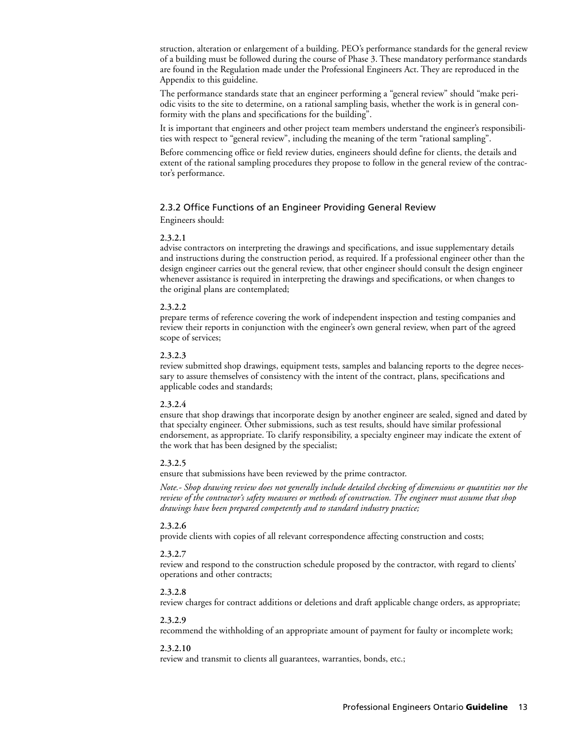struction, alteration or enlargement of a building. PEO's performance standards for the general review of a building must be followed during the course of Phase 3. These mandatory performance standards are found in the Regulation made under the Professional Engineers Act. They are reproduced in the Appendix to this guideline.

The performance standards state that an engineer performing a "general review" should "make periodic visits to the site to determine, on a rational sampling basis, whether the work is in general conformity with the plans and specifications for the building".

It is important that engineers and other project team members understand the engineer's responsibilities with respect to "general review", including the meaning of the term "rational sampling".

Before commencing office or field review duties, engineers should define for clients, the details and extent of the rational sampling procedures they propose to follow in the general review of the contractor's performance.

### 2.3.2 Office Functions of an Engineer Providing General Review

Engineers should:

**2.3.2.1**
advise contractors on interpreting the drawings and specifications, and issue supplementary details and instructions during the construction period, as required. If a professional engineer other than the design engineer carries out the general review, that other engineer should consult the design engineer whenever assistance is required in interpreting the drawings and specifications, or when changes to the original plans are contemplated;

**2.3.2.2**
prepare terms of reference covering the work of independent inspection and testing companies and review their reports in conjunction with the engineer's own general review, when part of the agreed scope of services;

**2.3.2.3**
review submitted shop drawings, equipment tests, samples and balancing reports to the degree necessary to assure themselves of consistency with the intent of the contract, plans, specifications and applicable codes and standards;

**2.3.2.4**
ensure that shop drawings that incorporate design by another engineer are sealed, signed and dated by that specialty engineer. Other submissions, such as test results, should have similar professional endorsement, as appropriate. To clarify responsibility, a specialty engineer may indicate the extent of the work that has been designed by the specialist;

**2.3.2.5**
ensure that submissions have been reviewed by the prime contractor.

*Note.- Shop drawing review does not generally include detailed checking of dimensions or quantities nor the review of the contractor's safety measures or methods of construction. The engineer must assume that shop drawings have been prepared competently and to standard industry practice;*

**2.3.2.6**
provide clients with copies of all relevant correspondence affecting construction and costs;

**2.3.2.7**
review and respond to the construction schedule proposed by the contractor, with regard to clients' operations and other contracts;

**2.3.2.8**
review charges for contract additions or deletions and draft applicable change orders, as appropriate;

**2.3.2.9**
recommend the withholding of an appropriate amount of payment for faulty or incomplete work;

**2.3.2.10**
review and transmit to clients all guarantees, warranties, bonds, etc.;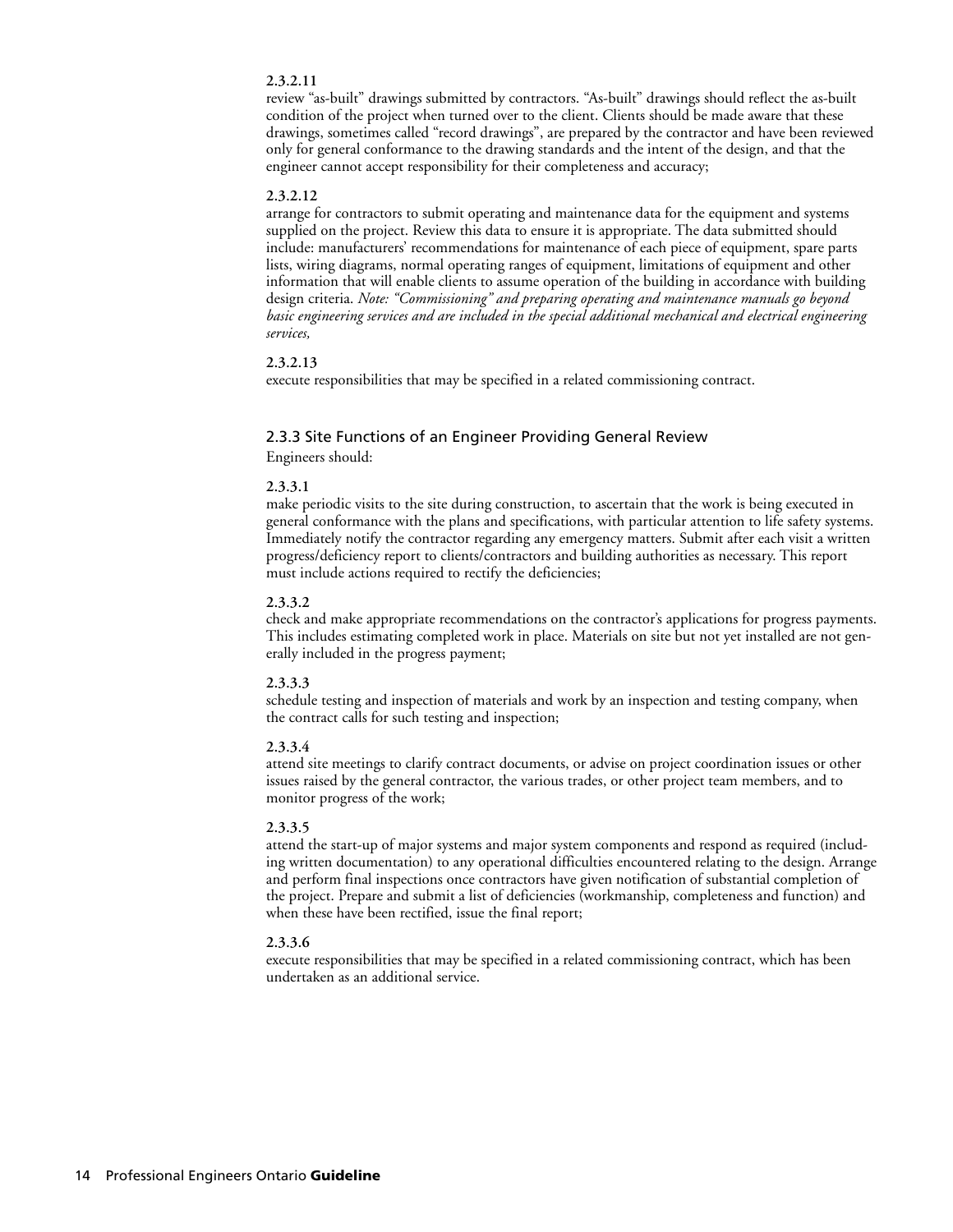**2.3.2.11**
review "as-built" drawings submitted by contractors. "As-built" drawings should reflect the as-built condition of the project when turned over to the client. Clients should be made aware that these drawings, sometimes called "record drawings", are prepared by the contractor and have been reviewed only for general conformance to the drawing standards and the intent of the design, and that the engineer cannot accept responsibility for their completeness and accuracy;

**2.3.2.12**
arrange for contractors to submit operating and maintenance data for the equipment and systems supplied on the project. Review this data to ensure it is appropriate. The data submitted should include: manufacturers' recommendations for maintenance of each piece of equipment, spare parts lists, wiring diagrams, normal operating ranges of equipment, limitations of equipment and other information that will enable clients to assume operation of the building in accordance with building design criteria. *Note: "Commissioning" and preparing operating and maintenance manuals go beyond basic engineering services and are included in the special additional mechanical and electrical engineering services,*

**2.3.2.13**
execute responsibilities that may be specified in a related commissioning contract.

### 2.3.3 Site Functions of an Engineer Providing General Review

Engineers should:

**2.3.3.1**
make periodic visits to the site during construction, to ascertain that the work is being executed in general conformance with the plans and specifications, with particular attention to life safety systems. Immediately notify the contractor regarding any emergency matters. Submit after each visit a written progress/deficiency report to clients/contractors and building authorities as necessary. This report must include actions required to rectify the deficiencies;

**2.3.3.2**
check and make appropriate recommendations on the contractor's applications for progress payments. This includes estimating completed work in place. Materials on site but not yet installed are not generally included in the progress payment;

**2.3.3.3**
schedule testing and inspection of materials and work by an inspection and testing company, when the contract calls for such testing and inspection;

**2.3.3.4**
attend site meetings to clarify contract documents, or advise on project coordination issues or other issues raised by the general contractor, the various trades, or other project team members, and to monitor progress of the work;

**2.3.3.5**
attend the start-up of major systems and major system components and respond as required (including written documentation) to any operational difficulties encountered relating to the design. Arrange and perform final inspections once contractors have given notification of substantial completion of the project. Prepare and submit a list of deficiencies (workmanship, completeness and function) and when these have been rectified, issue the final report;

**2.3.3.6**
execute responsibilities that may be specified in a related commissioning contract, which has been undertaken as an additional service.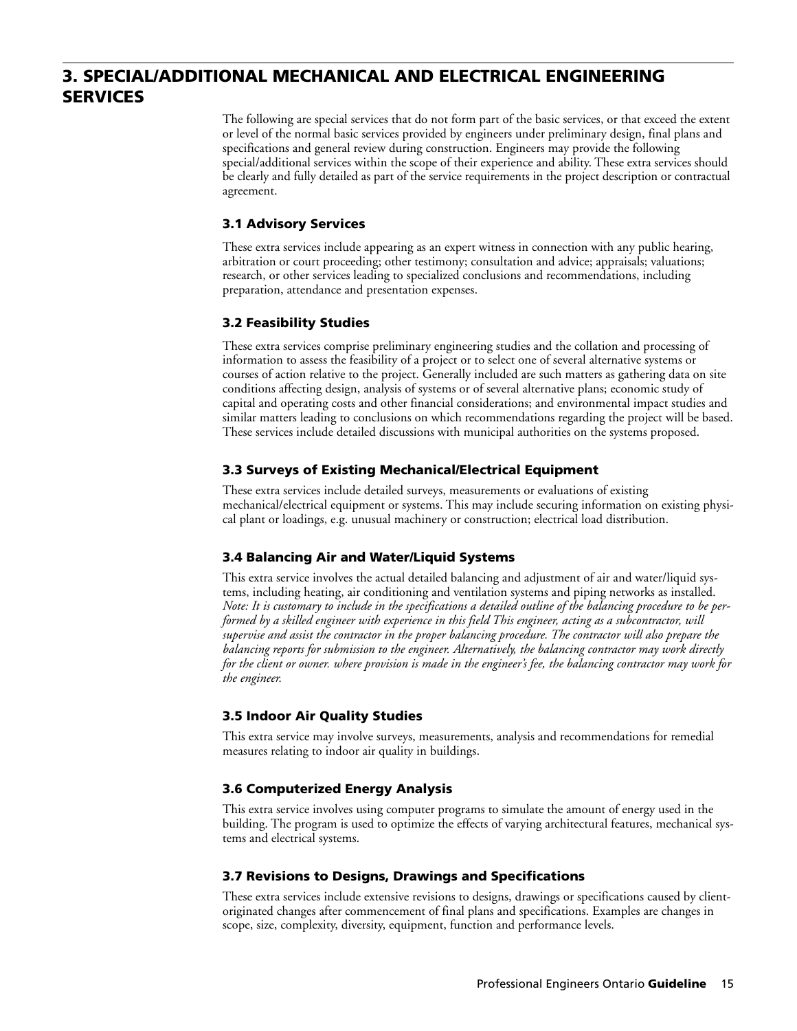## 3. SPECIAL/ADDITIONAL MECHANICAL AND ELECTRICAL ENGINEERING SERVICES

The following are special services that do not form part of the basic services, or that exceed the extent or level of the normal basic services provided by engineers under preliminary design, final plans and specifications and general review during construction. Engineers may provide the following special/additional services within the scope of their experience and ability. These extra services should be clearly and fully detailed as part of the service requirements in the project description or contractual agreement.

### 3.1 Advisory Services

These extra services include appearing as an expert witness in connection with any public hearing, arbitration or court proceeding; other testimony; consultation and advice; appraisals; valuations; research, or other services leading to specialized conclusions and recommendations, including preparation, attendance and presentation expenses.

### 3.2 Feasibility Studies

These extra services comprise preliminary engineering studies and the collation and processing of information to assess the feasibility of a project or to select one of several alternative systems or courses of action relative to the project. Generally included are such matters as gathering data on site conditions affecting design, analysis of systems or of several alternative plans; economic study of capital and operating costs and other financial considerations; and environmental impact studies and similar matters leading to conclusions on which recommendations regarding the project will be based. These services include detailed discussions with municipal authorities on the systems proposed.

### 3.3 Surveys of Existing Mechanical/Electrical Equipment

These extra services include detailed surveys, measurements or evaluations of existing mechanical/electrical equipment or systems. This may include securing information on existing physical plant or loadings, e.g. unusual machinery or construction; electrical load distribution.

### 3.4 Balancing Air and Water/Liquid Systems

This extra service involves the actual detailed balancing and adjustment of air and water/liquid systems, including heating, air conditioning and ventilation systems and piping networks as installed. *Note: It is customary to include in the specifications a detailed outline of the balancing procedure to be performed by a skilled engineer with experience in this field This engineer, acting as a subcontractor, will supervise and assist the contractor in the proper balancing procedure. The contractor will also prepare the balancing reports for submission to the engineer. Alternatively, the balancing contractor may work directly for the client or owner. where provision is made in the engineer's fee, the balancing contractor may work for the engineer.*

### 3.5 Indoor Air Quality Studies

This extra service may involve surveys, measurements, analysis and recommendations for remedial measures relating to indoor air quality in buildings.

### 3.6 Computerized Energy Analysis

This extra service involves using computer programs to simulate the amount of energy used in the building. The program is used to optimize the effects of varying architectural features, mechanical systems and electrical systems.

### 3.7 Revisions to Designs, Drawings and Specifications

These extra services include extensive revisions to designs, drawings or specifications caused by client-originated changes after commencement of final plans and specifications. Examples are changes in scope, size, complexity, diversity, equipment, function and performance levels.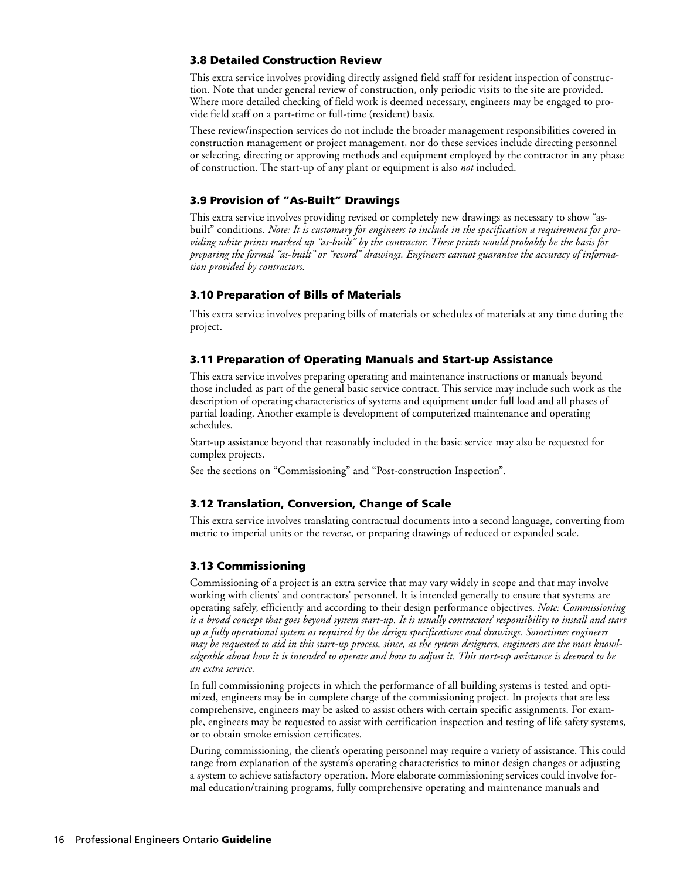### 3.8 Detailed Construction Review

This extra service involves providing directly assigned field staff for resident inspection of construction. Note that under general review of construction, only periodic visits to the site are provided. Where more detailed checking of field work is deemed necessary, engineers may be engaged to provide field staff on a part-time or full-time (resident) basis.

These review/inspection services do not include the broader management responsibilities covered in construction management or project management, nor do these services include directing personnel or selecting, directing or approving methods and equipment employed by the contractor in any phase of construction. The start-up of any plant or equipment is also *not* included.

### 3.9 Provision of "As-Built" Drawings

This extra service involves providing revised or completely new drawings as necessary to show "as-built" conditions. *Note: It is customary for engineers to include in the specification a requirement for providing white prints marked up "as-built" by the contractor. These prints would probably be the basis for preparing the formal "as-built" or "record" drawings. Engineers cannot guarantee the accuracy of information provided by contractors.*

### 3.10 Preparation of Bills of Materials

This extra service involves preparing bills of materials or schedules of materials at any time during the project.

### 3.11 Preparation of Operating Manuals and Start-up Assistance

This extra service involves preparing operating and maintenance instructions or manuals beyond those included as part of the general basic service contract. This service may include such work as the description of operating characteristics of systems and equipment under full load and all phases of partial loading. Another example is development of computerized maintenance and operating schedules.

Start-up assistance beyond that reasonably included in the basic service may also be requested for complex projects.

See the sections on "Commissioning" and "Post-construction Inspection".

### 3.12 Translation, Conversion, Change of Scale

This extra service involves translating contractual documents into a second language, converting from metric to imperial units or the reverse, or preparing drawings of reduced or expanded scale.

### 3.13 Commissioning

Commissioning of a project is an extra service that may vary widely in scope and that may involve working with clients' and contractors' personnel. It is intended generally to ensure that systems are operating safely, efficiently and according to their design performance objectives. *Note: Commissioning is a broad concept that goes beyond system start-up. It is usually contractors' responsibility to install and start up a fully operational system as required by the design specifications and drawings. Sometimes engineers may be requested to aid in this start-up process, since, as the system designers, engineers are the most knowledgeable about how it is intended to operate and how to adjust it. This start-up assistance is deemed to be an extra service.*

In full commissioning projects in which the performance of all building systems is tested and optimized, engineers may be in complete charge of the commissioning project. In projects that are less comprehensive, engineers may be asked to assist others with certain specific assignments. For example, engineers may be requested to assist with certification inspection and testing of life safety systems, or to obtain smoke emission certificates.

During commissioning, the client's operating personnel may require a variety of assistance. This could range from explanation of the system's operating characteristics to minor design changes or adjusting a system to achieve satisfactory operation. More elaborate commissioning services could involve formal education/training programs, fully comprehensive operating and maintenance manuals and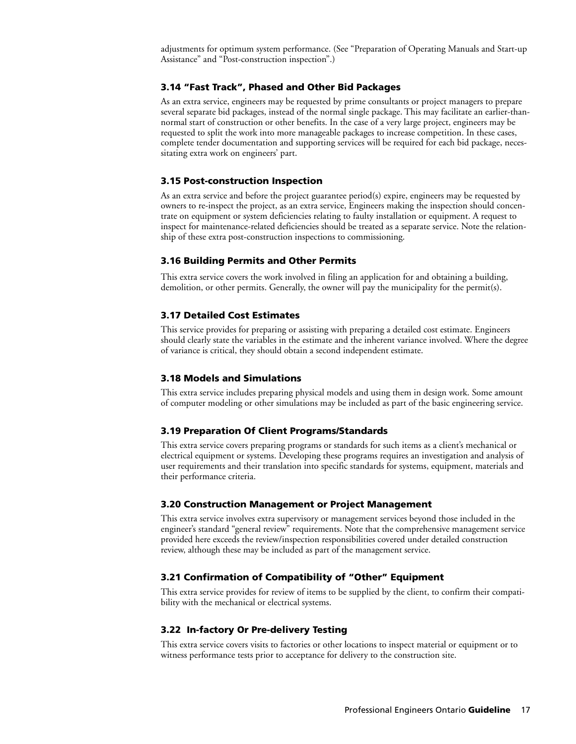adjustments for optimum system performance. (See "Preparation of Operating Manuals and Start-up Assistance" and "Post-construction inspection".)

### 3.14 "Fast Track", Phased and Other Bid Packages

As an extra service, engineers may be requested by prime consultants or project managers to prepare several separate bid packages, instead of the normal single package. This may facilitate an earlier-than-normal start of construction or other benefits. In the case of a very large project, engineers may be requested to split the work into more manageable packages to increase competition. In these cases, complete tender documentation and supporting services will be required for each bid package, necessitating extra work on engineers' part.

### 3.15 Post-construction Inspection

As an extra service and before the project guarantee period(s) expire, engineers may be requested by owners to re-inspect the project, as an extra service, Engineers making the inspection should concentrate on equipment or system deficiencies relating to faulty installation or equipment. A request to inspect for maintenance-related deficiencies should be treated as a separate service. Note the relationship of these extra post-construction inspections to commissioning.

### 3.16 Building Permits and Other Permits

This extra service covers the work involved in filing an application for and obtaining a building, demolition, or other permits. Generally, the owner will pay the municipality for the permit(s).

### 3.17 Detailed Cost Estimates

This service provides for preparing or assisting with preparing a detailed cost estimate. Engineers should clearly state the variables in the estimate and the inherent variance involved. Where the degree of variance is critical, they should obtain a second independent estimate.

### 3.18 Models and Simulations

This extra service includes preparing physical models and using them in design work. Some amount of computer modeling or other simulations may be included as part of the basic engineering service.

### 3.19 Preparation Of Client Programs/Standards

This extra service covers preparing programs or standards for such items as a client's mechanical or electrical equipment or systems. Developing these programs requires an investigation and analysis of user requirements and their translation into specific standards for systems, equipment, materials and their performance criteria.

### 3.20 Construction Management or Project Management

This extra service involves extra supervisory or management services beyond those included in the engineer's standard "general review" requirements. Note that the comprehensive management service provided here exceeds the review/inspection responsibilities covered under detailed construction review, although these may be included as part of the management service.

### 3.21 Confirmation of Compatibility of "Other" Equipment

This extra service provides for review of items to be supplied by the client, to confirm their compatibility with the mechanical or electrical systems.

### 3.22 In-factory Or Pre-delivery Testing

This extra service covers visits to factories or other locations to inspect material or equipment or to witness performance tests prior to acceptance for delivery to the construction site.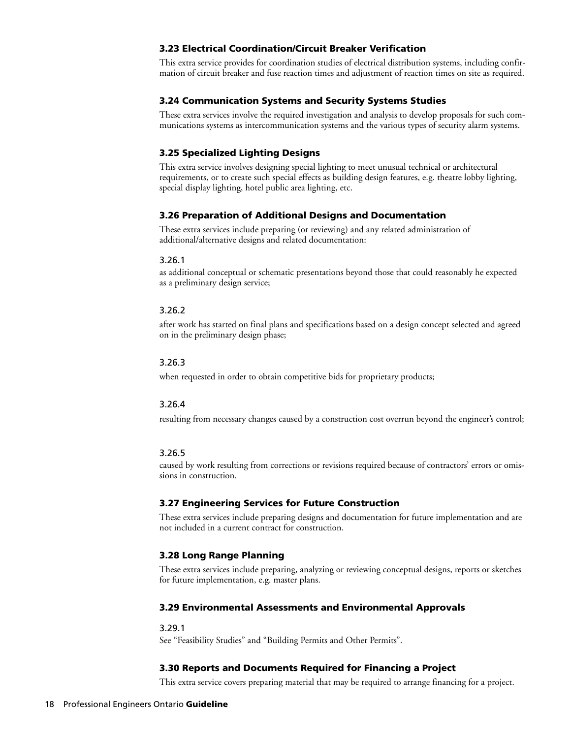### 3.23 Electrical Coordination/Circuit Breaker Verification

This extra service provides for coordination studies of electrical distribution systems, including confirmation of circuit breaker and fuse reaction times and adjustment of reaction times on site as required.

### 3.24 Communication Systems and Security Systems Studies

These extra services involve the required investigation and analysis to develop proposals for such communications systems as intercommunication systems and the various types of security alarm systems.

### 3.25 Specialized Lighting Designs

This extra service involves designing special lighting to meet unusual technical or architectural requirements, or to create such special effects as building design features, e.g. theatre lobby lighting, special display lighting, hotel public area lighting, etc.

### 3.26 Preparation of Additional Designs and Documentation

These extra services include preparing (or reviewing) and any related administration of additional/alternative designs and related documentation:

3.26.1
as additional conceptual or schematic presentations beyond those that could reasonably he expected as a preliminary design service;

3.26.2
after work has started on final plans and specifications based on a design concept selected and agreed on in the preliminary design phase;

3.26.3
when requested in order to obtain competitive bids for proprietary products;

3.26.4
resulting from necessary changes caused by a construction cost overrun beyond the engineer's control;

3.26.5
caused by work resulting from corrections or revisions required because of contractors' errors or omissions in construction.

### 3.27 Engineering Services for Future Construction

These extra services include preparing designs and documentation for future implementation and are not included in a current contract for construction.

### 3.28 Long Range Planning

These extra services include preparing, analyzing or reviewing conceptual designs, reports or sketches for future implementation, e.g. master plans.

### 3.29 Environmental Assessments and Environmental Approvals

3.29.1
See "Feasibility Studies" and "Building Permits and Other Permits".

### 3.30 Reports and Documents Required for Financing a Project

This extra service covers preparing material that may be required to arrange financing for a project.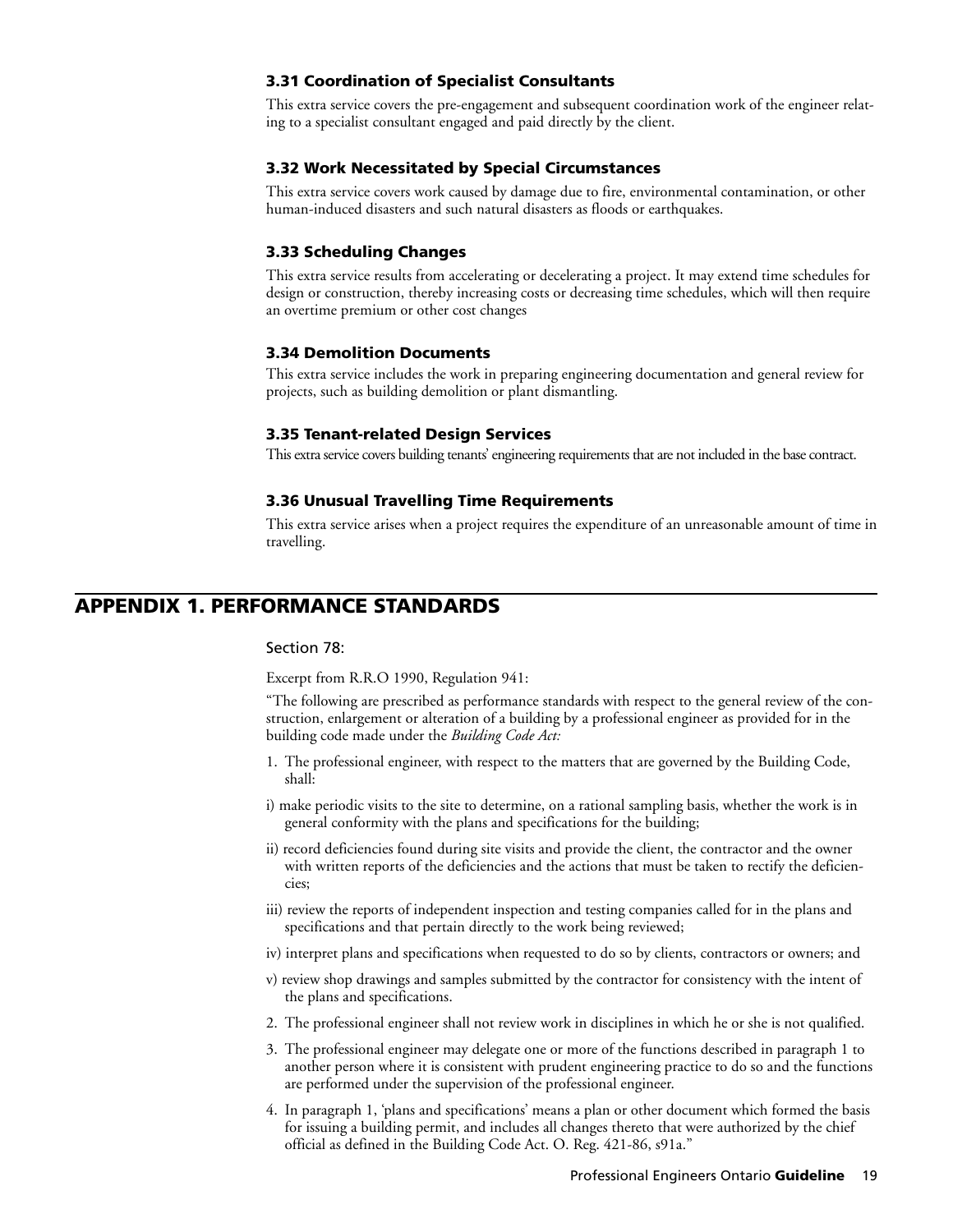### 3.31 Coordination of Specialist Consultants

This extra service covers the pre-engagement and subsequent coordination work of the engineer relating to a specialist consultant engaged and paid directly by the client.

### 3.32 Work Necessitated by Special Circumstances

This extra service covers work caused by damage due to fire, environmental contamination, or other human-induced disasters and such natural disasters as floods or earthquakes.

### 3.33 Scheduling Changes

This extra service results from accelerating or decelerating a project. It may extend time schedules for design or construction, thereby increasing costs or decreasing time schedules, which will then require an overtime premium or other cost changes

### 3.34 Demolition Documents

This extra service includes the work in preparing engineering documentation and general review for projects, such as building demolition or plant dismantling.

### 3.35 Tenant-related Design Services

This extra service covers building tenants' engineering requirements that are not included in the base contract.

### 3.36 Unusual Travelling Time Requirements

This extra service arises when a project requires the expenditure of an unreasonable amount of time in travelling.

## APPENDIX 1. PERFORMANCE STANDARDS

Section 78:

Excerpt from R.R.O 1990, Regulation 941:

"The following are prescribed as performance standards with respect to the general review of the construction, enlargement or alteration of a building by a professional engineer as provided for in the building code made under the *Building Code Act:*

1. The professional engineer, with respect to the matters that are governed by the Building Code, shall:

i) make periodic visits to the site to determine, on a rational sampling basis, whether the work is in general conformity with the plans and specifications for the building;

ii) record deficiencies found during site visits and provide the client, the contractor and the owner with written reports of the deficiencies and the actions that must be taken to rectify the deficiencies;

iii) review the reports of independent inspection and testing companies called for in the plans and specifications and that pertain directly to the work being reviewed;

iv) interpret plans and specifications when requested to do so by clients, contractors or owners; and

v) review shop drawings and samples submitted by the contractor for consistency with the intent of the plans and specifications.

2. The professional engineer shall not review work in disciplines in which he or she is not qualified.
3. The professional engineer may delegate one or more of the functions described in paragraph 1 to another person where it is consistent with prudent engineering practice to do so and the functions are performed under the supervision of the professional engineer.
4. In paragraph 1, 'plans and specifications' means a plan or other document which formed the basis for issuing a building permit, and includes all changes thereto that were authorized by the chief official as defined in the Building Code Act. O. Reg. 421-86, s91a."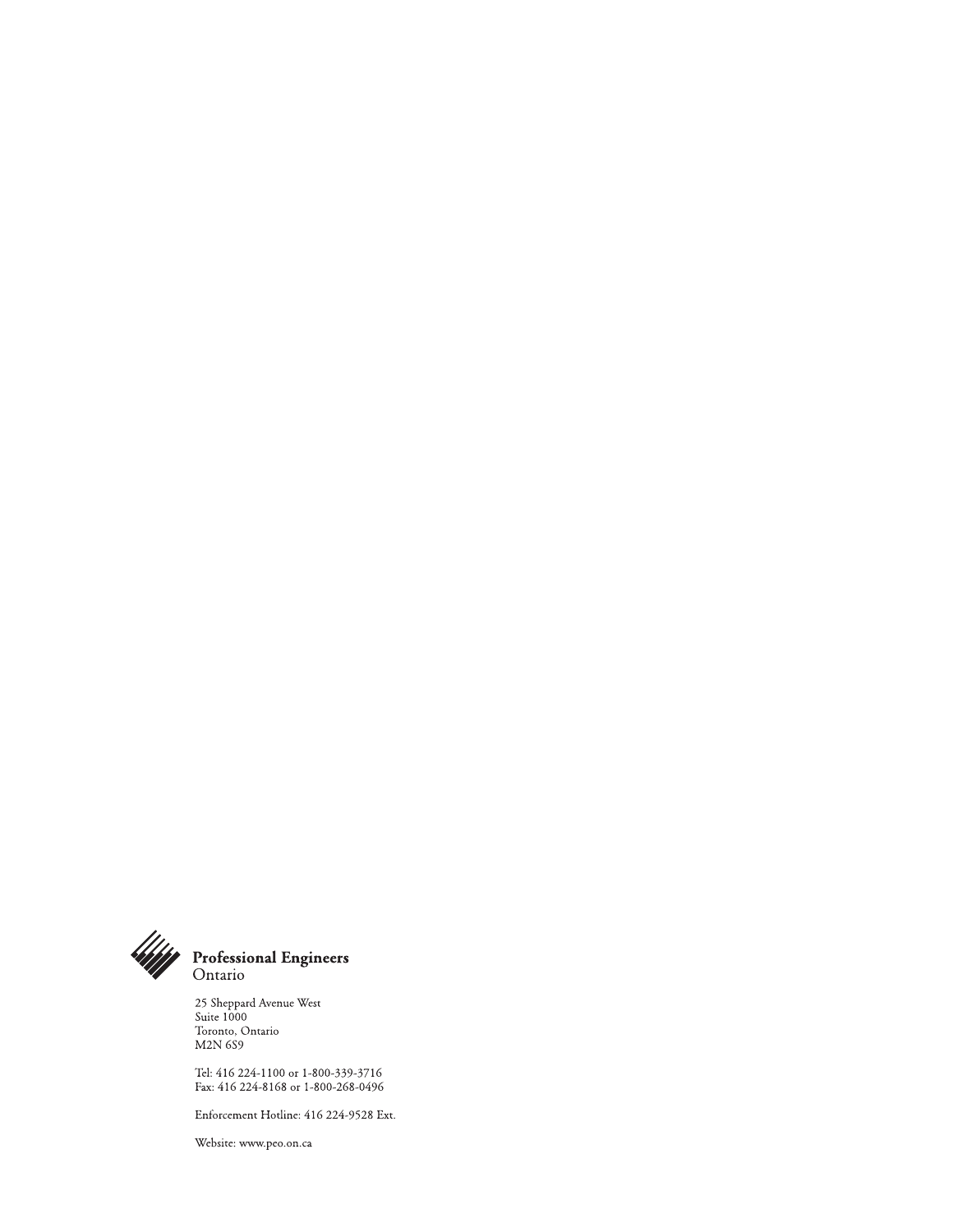**Professional Engineers**
Ontario

25 Sheppard Avenue West
Suite 1000
Toronto, Ontario
M2N 6S9

Tel: 416 224-1100 or 1-800-339-3716
Fax: 416 224-8168 or 1-800-268-0496

Enforcement Hotline: 416 224-9528 Ext.

Website: www.peo.on.ca